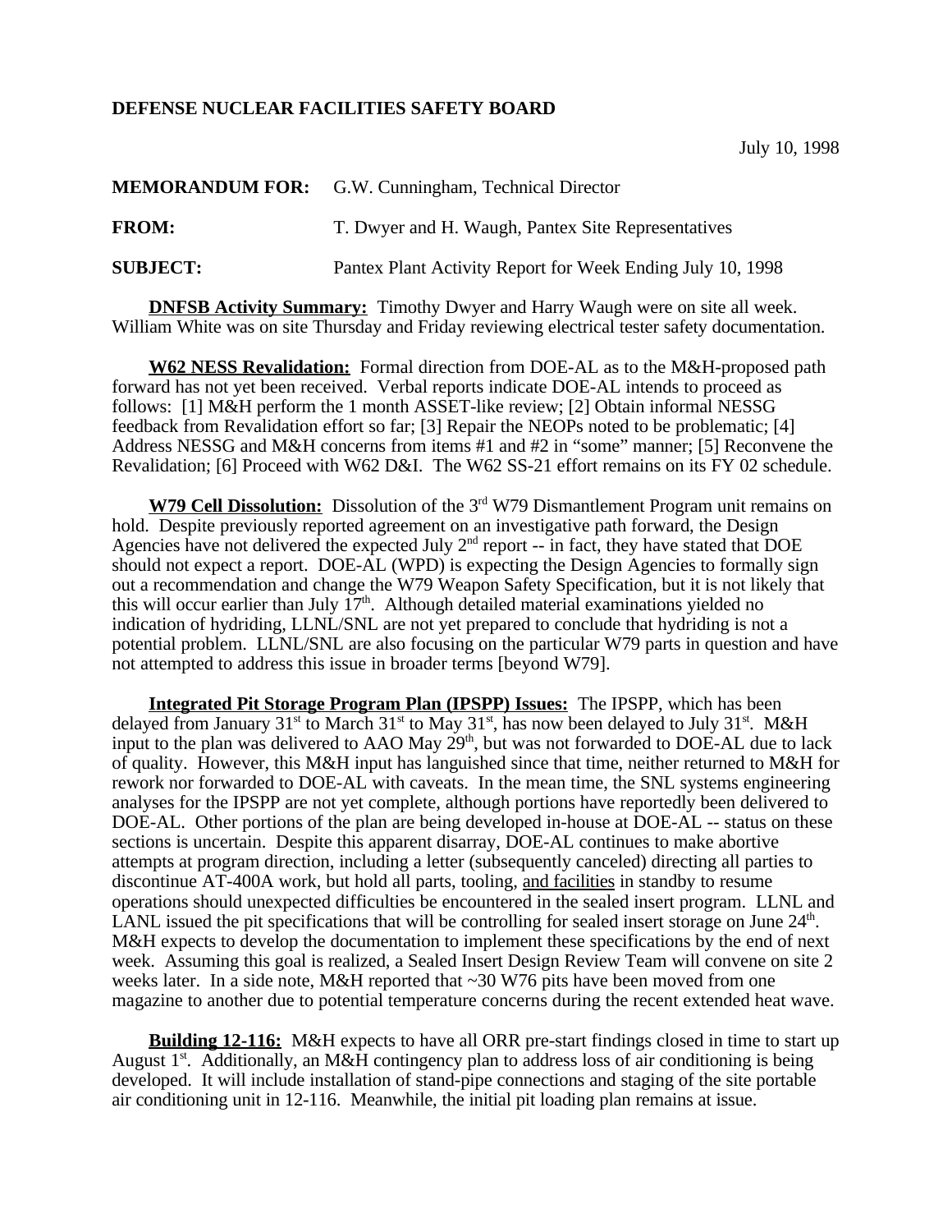**DEFENSE NUCLEAR FACILITIES SAFETY BOARD**

July 10, 1998

**MEMORANDUM FOR:** G.W. Cunningham, Technical Director

**FROM:** T. Dwyer and H. Waugh, Pantex Site Representatives

**SUBJECT:** Pantex Plant Activity Report for Week Ending July 10, 1998

**DNFSB Activity Summary:** Timothy Dwyer and Harry Waugh were on site all week. William White was on site Thursday and Friday reviewing electrical tester safety documentation.

**W62 NESS Revalidation:** Formal direction from DOE-AL as to the M&H-proposed path forward has not yet been received. Verbal reports indicate DOE-AL intends to proceed as follows: [1] M&H perform the 1 month ASSET-like review; [2] Obtain informal NESSG feedback from Revalidation effort so far; [3] Repair the NEOPs noted to be problematic; [4] Address NESSG and M&H concerns from items #1 and #2 in "some" manner; [5] Reconvene the Revalidation; [6] Proceed with W62 D&I. The W62 SS-21 effort remains on its FY 02 schedule.

**W79 Cell Dissolution:** Dissolution of the 3rd W79 Dismantlement Program unit remains on hold. Despite previously reported agreement on an investigative path forward, the Design Agencies have not delivered the expected July 2nd report -- in fact, they have stated that DOE should not expect a report. DOE-AL (WPD) is expecting the Design Agencies to formally sign out a recommendation and change the W79 Weapon Safety Specification, but it is not likely that this will occur earlier than July 17th. Although detailed material examinations yielded no indication of hydriding, LLNL/SNL are not yet prepared to conclude that hydriding is not a potential problem. LLNL/SNL are also focusing on the particular W79 parts in question and have not attempted to address this issue in broader terms [beyond W79].

**Integrated Pit Storage Program Plan (IPSPP) Issues:** The IPSPP, which has been delayed from January 31st to March 31st to May 31st, has now been delayed to July 31st. M&H input to the plan was delivered to AAO May 29th, but was not forwarded to DOE-AL due to lack of quality. However, this M&H input has languished since that time, neither returned to M&H for rework nor forwarded to DOE-AL with caveats. In the mean time, the SNL systems engineering analyses for the IPSPP are not yet complete, although portions have reportedly been delivered to DOE-AL. Other portions of the plan are being developed in-house at DOE-AL -- status on these sections is uncertain. Despite this apparent disarray, DOE-AL continues to make abortive attempts at program direction, including a letter (subsequently canceled) directing all parties to discontinue AT-400A work, but hold all parts, tooling, <u>and facilities</u> in standby to resume operations should unexpected difficulties be encountered in the sealed insert program. LLNL and LANL issued the pit specifications that will be controlling for sealed insert storage on June 24th. M&H expects to develop the documentation to implement these specifications by the end of next week. Assuming this goal is realized, a Sealed Insert Design Review Team will convene on site 2 weeks later. In a side note, M&H reported that ~30 W76 pits have been moved from one magazine to another due to potential temperature concerns during the recent extended heat wave.

**Building 12-116:** M&H expects to have all ORR pre-start findings closed in time to start up August 1st. Additionally, an M&H contingency plan to address loss of air conditioning is being developed. It will include installation of stand-pipe connections and staging of the site portable air conditioning unit in 12-116. Meanwhile, the initial pit loading plan remains at issue.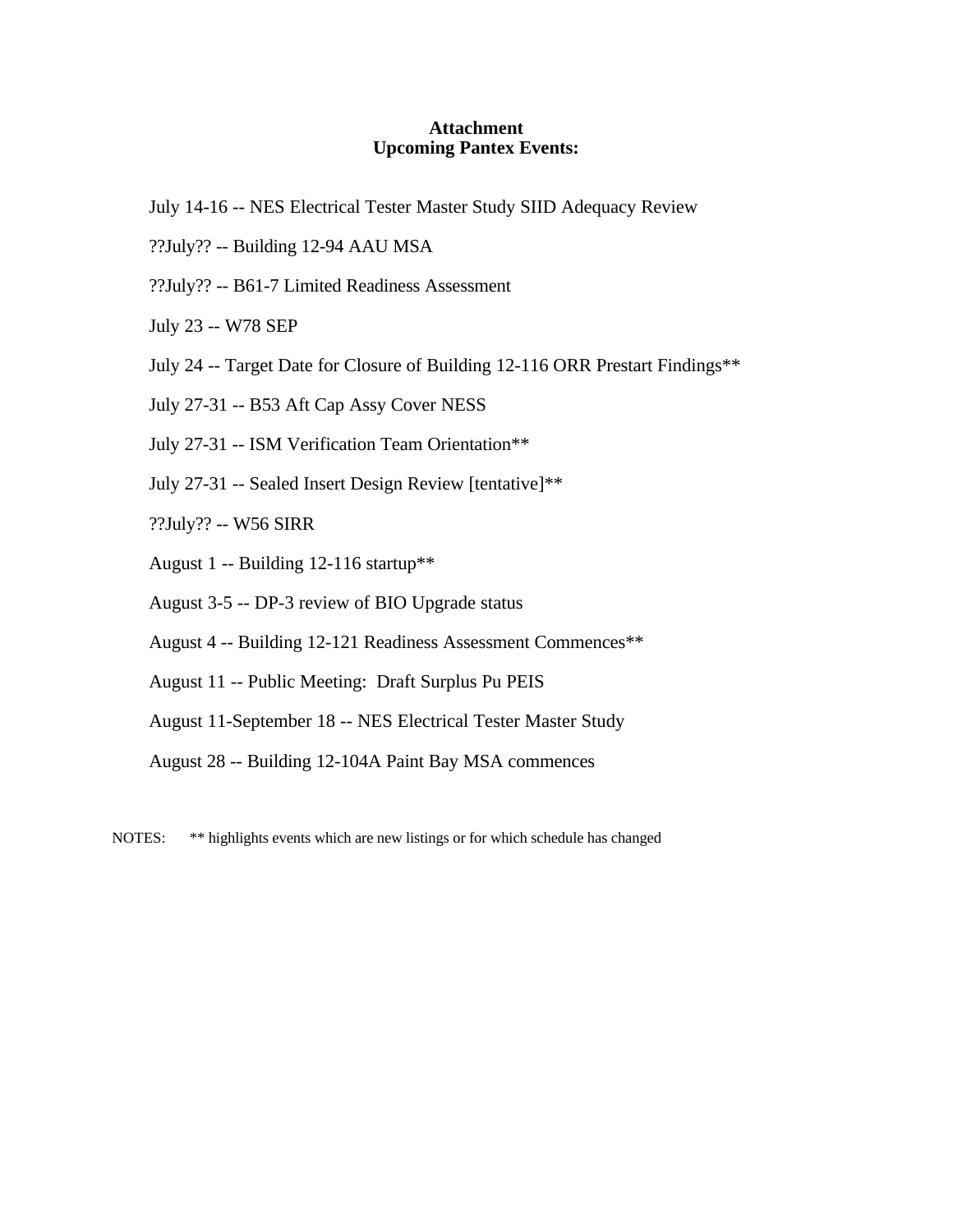**Attachment**
**Upcoming Pantex Events:**

July 14-16 -- NES Electrical Tester Master Study SIID Adequacy Review

??July?? -- Building 12-94 AAU MSA

??July?? -- B61-7 Limited Readiness Assessment

July 23 -- W78 SEP

July 24 -- Target Date for Closure of Building 12-116 ORR Prestart Findings**

July 27-31 -- B53 Aft Cap Assy Cover NESS

July 27-31 -- ISM Verification Team Orientation**

July 27-31 -- Sealed Insert Design Review [tentative]**

??July?? -- W56 SIRR

August 1 -- Building 12-116 startup**

August 3-5 -- DP-3 review of BIO Upgrade status

August 4 -- Building 12-121 Readiness Assessment Commences**

August 11 -- Public Meeting: Draft Surplus Pu PEIS

August 11-September 18 -- NES Electrical Tester Master Study

August 28 -- Building 12-104A Paint Bay MSA commences

NOTES: ** highlights events which are new listings or for which schedule has changed